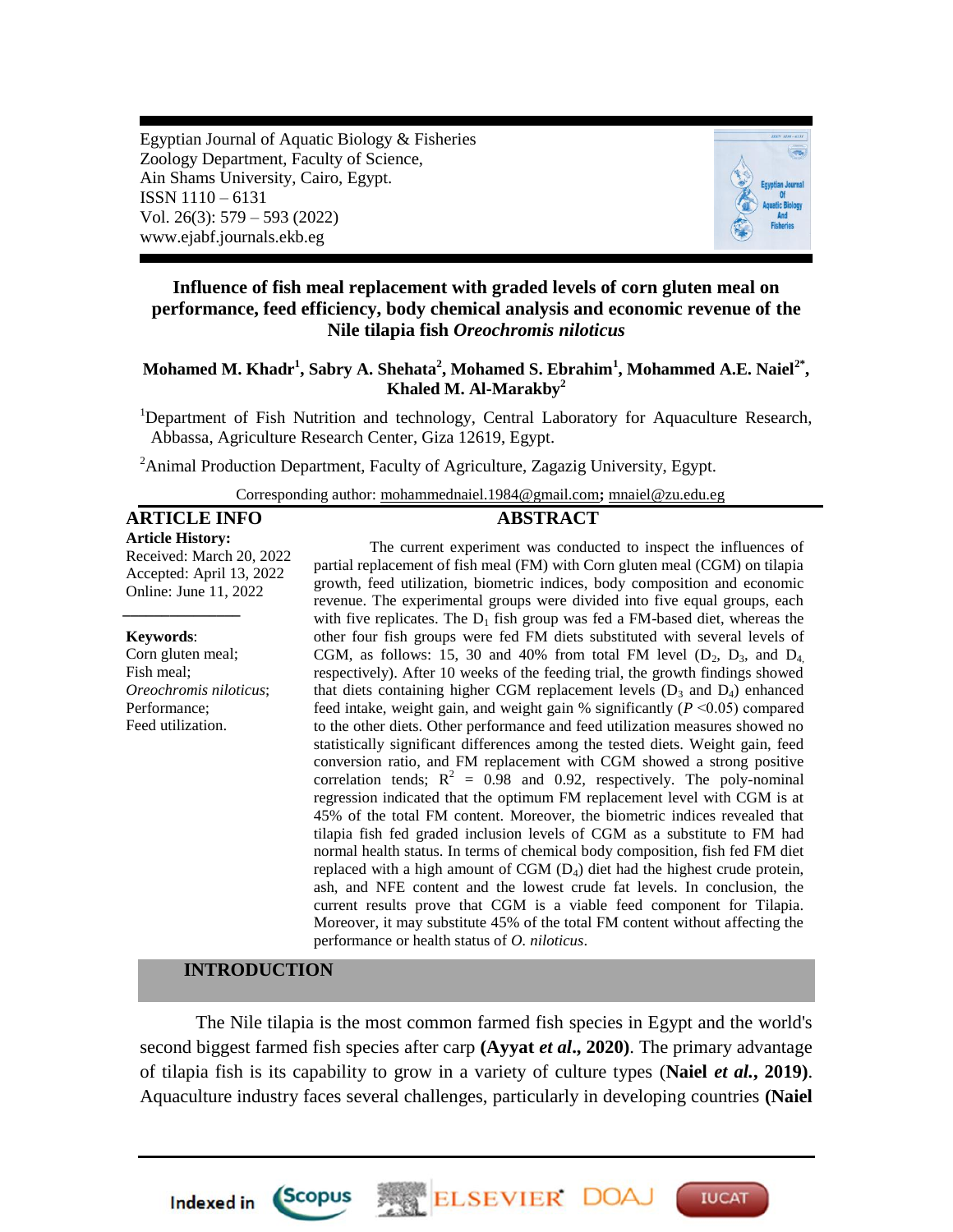Egyptian Journal of Aquatic Biology & Fisheries
Zoology Department, Faculty of Science,
Ain Shams University, Cairo, Egypt.
ISSN 1110 – 6131
Vol. 26(3): 579 – 593 (2022)
www.ejabf.journals.ekb.eg

# Influence of fish meal replacement with graded levels of corn gluten meal on performance, feed efficiency, body chemical analysis and economic revenue of the Nile tilapia fish *Oreochromis niloticus*

**Mohamed M. Khadr[1], Sabry A. Shehata[2], Mohamed S. Ebrahim[1], Mohammed A.E. Naiel[2*], Khaled M. Al-Marakby[2]**

[1]Department of Fish Nutrition and technology, Central Laboratory for Aquaculture Research, Abbassa, Agriculture Research Center, Giza 12619, Egypt.

[2]Animal Production Department, Faculty of Agriculture, Zagazig University, Egypt.

Corresponding author: mohammednaiel.1984@gmail.com**;** mnaiel@zu.edu.eg

## ARTICLE INFO

**Article History:**
Received: March 20, 2022
Accepted: April 13, 2022
Online: June 11, 2022

**Keywords**:
Corn gluten meal;
Fish meal;
*Oreochromis niloticus*;
Performance;
Feed utilization.

## ABSTRACT

The current experiment was conducted to inspect the influences of partial replacement of fish meal (FM) with Corn gluten meal (CGM) on tilapia growth, feed utilization, biometric indices, body composition and economic revenue. The experimental groups were divided into five equal groups, each with five replicates. The $D_1$ fish group was fed a FM-based diet, whereas the other four fish groups were fed FM diets substituted with several levels of CGM, as follows: 15, 30 and 40% from total FM level ($D_2$, $D_3$, and $D_4$, respectively). After 10 weeks of the feeding trial, the growth findings showed that diets containing higher CGM replacement levels ($D_3$ and $D_4$) enhanced feed intake, weight gain, and weight gain % significantly ($P$ <0.05) compared to the other diets. Other performance and feed utilization measures showed no statistically significant differences among the tested diets. Weight gain, feed conversion ratio, and FM replacement with CGM showed a strong positive correlation tends; $R^2$ = 0.98 and 0.92, respectively. The poly-nominal regression indicated that the optimum FM replacement level with CGM is at 45% of the total FM content. Moreover, the biometric indices revealed that tilapia fish fed graded inclusion levels of CGM as a substitute to FM had normal health status. In terms of chemical body composition, fish fed FM diet replaced with a high amount of CGM ($D_4$) diet had the highest crude protein, ash, and NFE content and the lowest crude fat levels. In conclusion, the current results prove that CGM is a viable feed component for Tilapia. Moreover, it may substitute 45% of the total FM content without affecting the performance or health status of *O. niloticus*.

## INTRODUCTION

The Nile tilapia is the most common farmed fish species in Egypt and the world's second biggest farmed fish species after carp **(Ayyat *et al*., 2020)**. The primary advantage of tilapia fish is its capability to grow in a variety of culture types (**Naiel *et al.*, 2019)**. Aquaculture industry faces several challenges, particularly in developing countries **(Naiel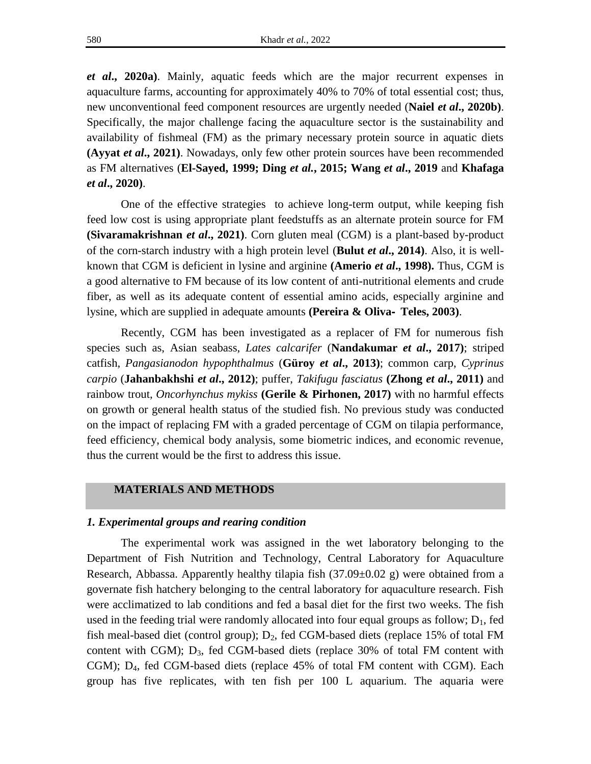***et al*., 2020a)**. Mainly, aquatic feeds which are the major recurrent expenses in aquaculture farms, accounting for approximately 40% to 70% of total essential cost; thus, new unconventional feed component resources are urgently needed (**Naiel *et al*., 2020b)**. Specifically, the major challenge facing the aquaculture sector is the sustainability and availability of fishmeal (FM) as the primary necessary protein source in aquatic diets **(Ayyat *et al*., 2021)**. Nowadays, only few other protein sources have been recommended as FM alternatives (**El-Sayed, 1999; Ding *et al.*, 2015; Wang *et al*., 2019** and **Khafaga *et al*., 2020)**.

One of the effective strategies to achieve long-term output, while keeping fish feed low cost is using appropriate plant feedstuffs as an alternate protein source for FM **(Sivaramakrishnan *et al*., 2021)**. Corn gluten meal (CGM) is a plant-based by-product of the corn-starch industry with a high protein level (**Bulut *et al*., 2014)**. Also, it is well-known that CGM is deficient in lysine and arginine **(Amerio *et al*., 1998).** Thus, CGM is a good alternative to FM because of its low content of anti-nutritional elements and crude fiber, as well as its adequate content of essential amino acids, especially arginine and lysine, which are supplied in adequate amounts **(Pereira & Oliva- Teles, 2003)**.

Recently, CGM has been investigated as a replacer of FM for numerous fish species such as, Asian seabass, *Lates calcarifer* (**Nandakumar *et al*., 2017)**; striped catfish, *Pangasianodon hypophthalmus* (**Güroy *et al*., 2013)**; common carp, *Cyprinus carpio* (**Jahanbakhshi *et al*., 2012)**; puffer, *Takifugu fasciatus* **(Zhong *et al*., 2011)** and rainbow trout, *Oncorhynchus mykiss* **(Gerile & Pirhonen, 2017)** with no harmful effects on growth or general health status of the studied fish. No previous study was conducted on the impact of replacing FM with a graded percentage of CGM on tilapia performance, feed efficiency, chemical body analysis, some biometric indices, and economic revenue, thus the current would be the first to address this issue.

## MATERIALS AND METHODS

### *1. Experimental groups and rearing condition*

The experimental work was assigned in the wet laboratory belonging to the Department of Fish Nutrition and Technology, Central Laboratory for Aquaculture Research, Abbassa. Apparently healthy tilapia fish (37.09±0.02 g) were obtained from a governate fish hatchery belonging to the central laboratory for aquaculture research. Fish were acclimatized to lab conditions and fed a basal diet for the first two weeks. The fish used in the feeding trial were randomly allocated into four equal groups as follow; $D_1$, fed fish meal-based diet (control group); $D_2$, fed CGM-based diets (replace 15% of total FM content with CGM); $D_3$, fed CGM-based diets (replace 30% of total FM content with CGM); $D_4$, fed CGM-based diets (replace 45% of total FM content with CGM). Each group has five replicates, with ten fish per 100 L aquarium. The aquaria were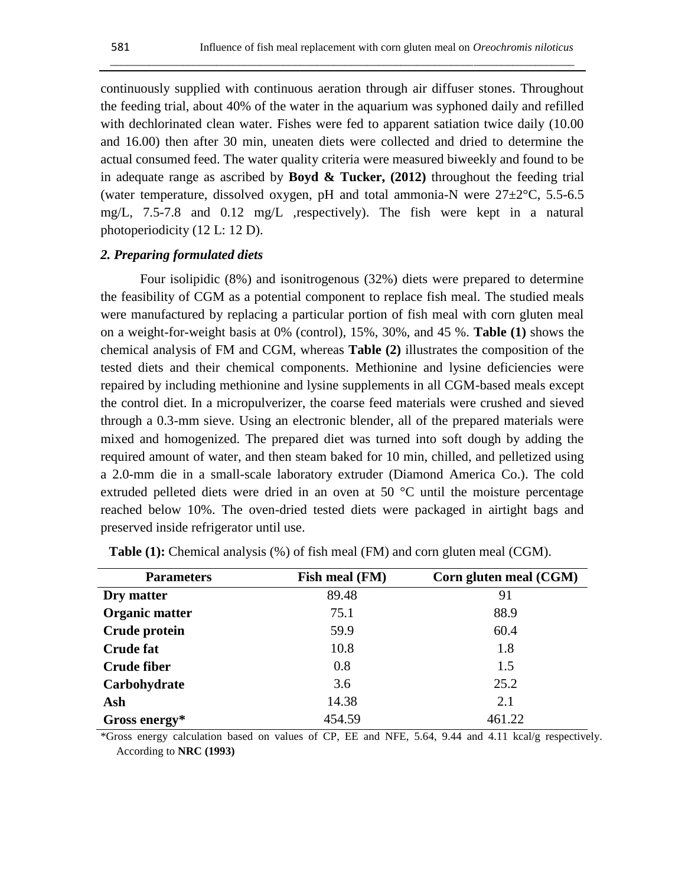continuously supplied with continuous aeration through air diffuser stones. Throughout the feeding trial, about 40% of the water in the aquarium was syphoned daily and refilled with dechlorinated clean water. Fishes were fed to apparent satiation twice daily (10.00 and 16.00) then after 30 min, uneaten diets were collected and dried to determine the actual consumed feed. The water quality criteria were measured biweekly and found to be in adequate range as ascribed by **Boyd & Tucker, (2012)** throughout the feeding trial (water temperature, dissolved oxygen, pH and total ammonia-N were 27±2°C, 5.5-6.5 mg/L, 7.5-7.8 and 0.12 mg/L ,respectively). The fish were kept in a natural photoperiodicity (12 L: 12 D).

### *2. Preparing formulated diets*

Four isolipidic (8%) and isonitrogenous (32%) diets were prepared to determine the feasibility of CGM as a potential component to replace fish meal. The studied meals were manufactured by replacing a particular portion of fish meal with corn gluten meal on a weight-for-weight basis at 0% (control), 15%, 30%, and 45 %. **Table (1)** shows the chemical analysis of FM and CGM, whereas **Table (2)** illustrates the composition of the tested diets and their chemical components. Methionine and lysine deficiencies were repaired by including methionine and lysine supplements in all CGM-based meals except the control diet. In a micropulverizer, the coarse feed materials were crushed and sieved through a 0.3-mm sieve. Using an electronic blender, all of the prepared materials were mixed and homogenized. The prepared diet was turned into soft dough by adding the required amount of water, and then steam baked for 10 min, chilled, and pelletized using a 2.0-mm die in a small-scale laboratory extruder (Diamond America Co.). The cold extruded pelleted diets were dried in an oven at 50 °C until the moisture percentage reached below 10%. The oven-dried tested diets were packaged in airtight bags and preserved inside refrigerator until use.

**Table (1):** Chemical analysis (%) of fish meal (FM) and corn gluten meal (CGM).

| Parameters | Fish meal (FM) | Corn gluten meal (CGM) |
|---|---|---|
| **Dry matter** | 89.48 | 91 |
| **Organic matter** | 75.1 | 88.9 |
| **Crude protein** | 59.9 | 60.4 |
| **Crude fat** | 10.8 | 1.8 |
| **Crude fiber** | 0.8 | 1.5 |
| **Carbohydrate** | 3.6 | 25.2 |
| **Ash** | 14.38 | 2.1 |
| **Gross energy*** | 454.59 | 461.22 |

*Gross energy calculation based on values of CP, EE and NFE, 5.64, 9.44 and 4.11 kcal/g respectively. According to **NRC (1993)**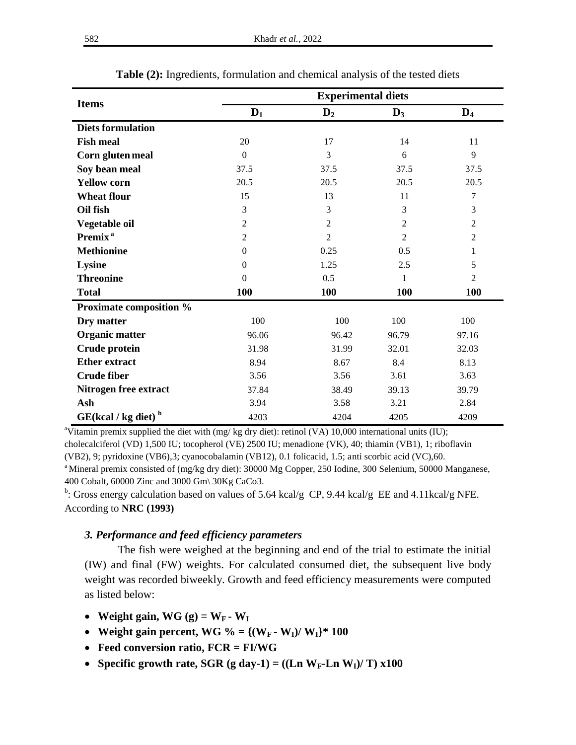**Table (2):** Ingredients, formulation and chemical analysis of the tested diets

| Items | Experimental diets | | | |
|---|---|---|---|---|
| | $D_1$ | $D_2$ | $D_3$ | $D_4$ |
| **Diets formulation** | | | | |
| **Fish meal** | 20 | 17 | 14 | 11 |
| **Corn gluten meal** | 0 | 3 | 6 | 9 |
| **Soy bean meal** | 37.5 | 37.5 | 37.5 | 37.5 |
| **Yellow corn** | 20.5 | 20.5 | 20.5 | 20.5 |
| **Wheat flour** | 15 | 13 | 11 | 7 |
| **Oil fish** | 3 | 3 | 3 | 3 |
| **Vegetable oil** | 2 | 2 | 2 | 2 |
| **Premix** [a] | 2 | 2 | 2 | 2 |
| **Methionine** | 0 | 0.25 | 0.5 | 1 |
| **Lysine** | 0 | 1.25 | 2.5 | 5 |
| **Threonine** | 0 | 0.5 | 1 | 2 |
| **Total** | **100** | **100** | **100** | **100** |
| **Proximate composition %** | | | | |
| **Dry matter** | 100 | 100 | 100 | 100 |
| **Organic matter** | 96.06 | 96.42 | 96.79 | 97.16 |
| **Crude protein** | 31.98 | 31.99 | 32.01 | 32.03 |
| **Ether extract** | 8.94 | 8.67 | 8.4 | 8.13 |
| **Crude fiber** | 3.56 | 3.56 | 3.61 | 3.63 |
| **Nitrogen free extract** | 37.84 | 38.49 | 39.13 | 39.79 |
| **Ash** | 3.94 | 3.58 | 3.21 | 2.84 |
| **GE(kcal / kg diet)** [b] | 4203 | 4204 | 4205 | 4209 |

[a]Vitamin premix supplied the diet with (mg/ kg dry diet): retinol (VA) 10,000 international units (IU); cholecalciferol (VD) 1,500 IU; tocopherol (VE) 2500 IU; menadione (VK), 40; thiamin (VB1), 1; riboflavin (VB2), 9; pyridoxine (VB6),3; cyanocobalamin (VB12), 0.1 folicacid, 1.5; anti scorbic acid (VC),60.
[a] Mineral premix consisted of (mg/kg dry diet): 30000 Mg Copper, 250 Iodine, 300 Selenium, 50000 Manganese, 400 Cobalt, 60000 Zinc and 3000 Gm\ 30Kg CaCo3.
[b]: Gross energy calculation based on values of 5.64 kcal/g CP, 9.44 kcal/g EE and 4.11kcal/g NFE. According to **NRC (1993)**

### *3. Performance and feed efficiency parameters*

The fish were weighed at the beginning and end of the trial to estimate the initial (IW) and final (FW) weights. For calculated consumed diet, the subsequent live body weight was recorded biweekly. Growth and feed efficiency measurements were computed as listed below:

- **Weight gain, WG (g) = $W_F - W_I$**
- **Weight gain percent, WG % = $\{(W_F - W_I)/ W_I\} * 100$**
- **Feed conversion ratio, FCR = FI/WG**
- **Specific growth rate, SGR (g day-1) = $((\ln W_F - \ln W_I)/ T) \times 100$**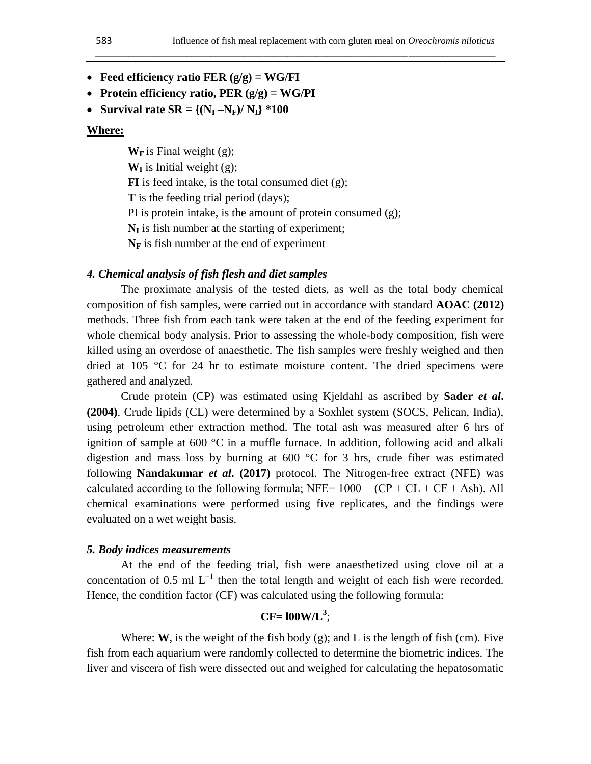- **Feed efficiency ratio FER (g/g) = WG/FI**
- **Protein efficiency ratio, PER (g/g) = WG/PI**
- **Survival rate SR = $\{(N_I - N_F)/ N_I\} *100$**

**Where:**

$W_F$ is Final weight (g);
$W_I$ is Initial weight (g);
**FI** is feed intake, is the total consumed diet (g);
**T** is the feeding trial period (days);
PI is protein intake, is the amount of protein consumed (g);
$N_I$ is fish number at the starting of experiment;
$N_F$ is fish number at the end of experiment

### *4. Chemical analysis of fish flesh and diet samples*

The proximate analysis of the tested diets, as well as the total body chemical composition of fish samples, were carried out in accordance with standard **AOAC (2012)** methods. Three fish from each tank were taken at the end of the feeding experiment for whole chemical body analysis. Prior to assessing the whole-body composition, fish were killed using an overdose of anaesthetic. The fish samples were freshly weighed and then dried at 105 °C for 24 hr to estimate moisture content. The dried specimens were gathered and analyzed.

Crude protein (CP) was estimated using Kjeldahl as ascribed by **Sader *et al*. (2004)**. Crude lipids (CL) were determined by a Soxhlet system (SOCS, Pelican, India), using petroleum ether extraction method. The total ash was measured after 6 hrs of ignition of sample at 600 °C in a muffle furnace. In addition, following acid and alkali digestion and mass loss by burning at 600 °C for 3 hrs, crude fiber was estimated following **Nandakumar *et al*. (2017)** protocol. The Nitrogen-free extract (NFE) was calculated according to the following formula; NFE= 1000 − (CP + CL + CF + Ash). All chemical examinations were performed using five replicates, and the findings were evaluated on a wet weight basis.

### *5. Body indices measurements*

At the end of the feeding trial, fish were anaesthetized using clove oil at a concentation of 0.5 ml $L^{-1}$ then the total length and weight of each fish were recorded. Hence, the condition factor (CF) was calculated using the following formula:

$$CF= l00W/L^3;$$

Where: **W**, is the weight of the fish body (g); and L is the length of fish (cm). Five fish from each aquarium were randomly collected to determine the biometric indices. The liver and viscera of fish were dissected out and weighed for calculating the hepatosomatic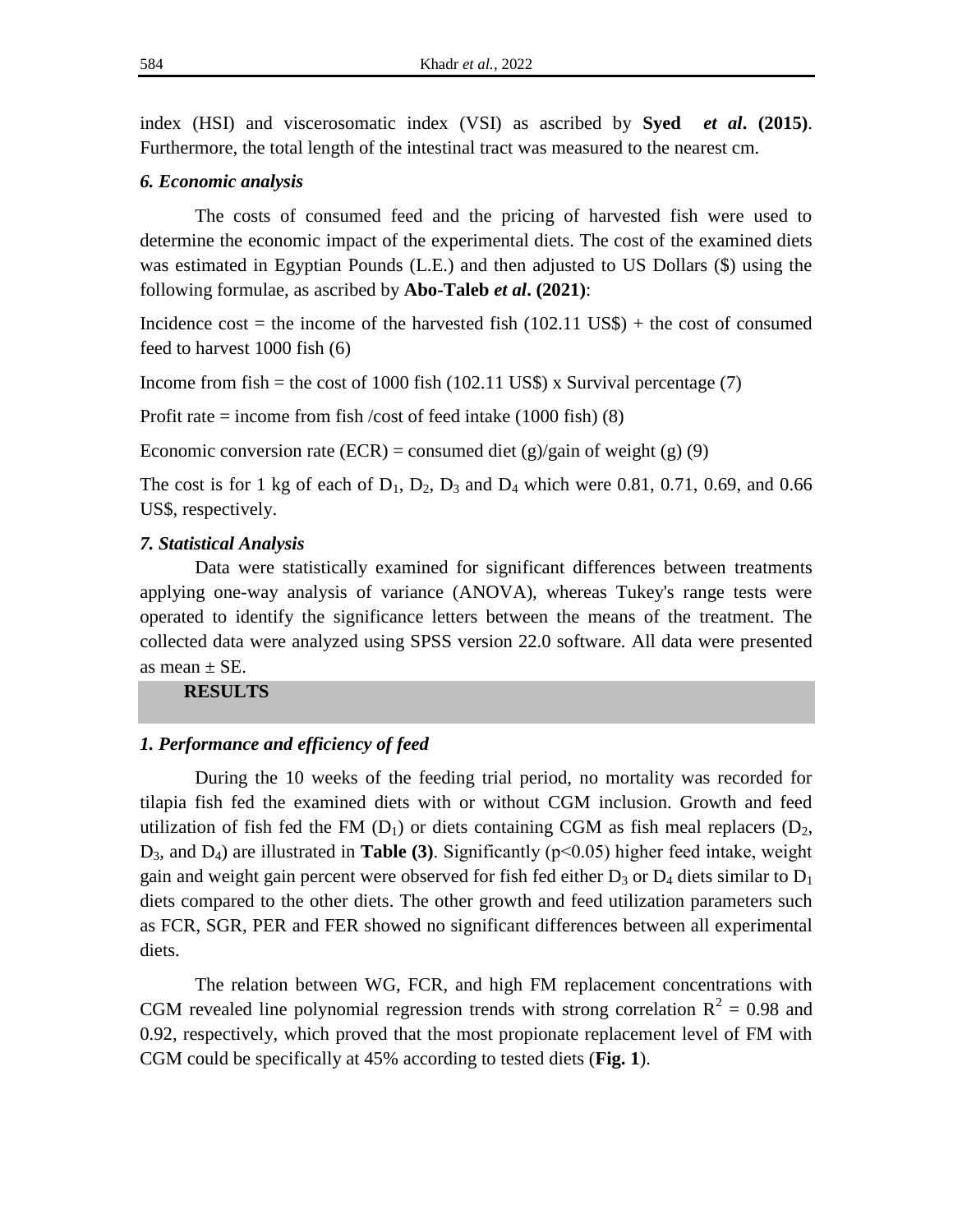index (HSI) and viscerosomatic index (VSI) as ascribed by **Syed *et al*. (2015)**. Furthermore, the total length of the intestinal tract was measured to the nearest cm.

### *6. Economic analysis*

The costs of consumed feed and the pricing of harvested fish were used to determine the economic impact of the experimental diets. The cost of the examined diets was estimated in Egyptian Pounds (L.E.) and then adjusted to US Dollars ($) using the following formulae, as ascribed by **Abo-Taleb *et al*. (2021)**:

Incidence cost = the income of the harvested fish (102.11 US$) + the cost of consumed feed to harvest 1000 fish (6)

Income from fish = the cost of 1000 fish (102.11 US$) x Survival percentage (7)

Profit rate = income from fish /cost of feed intake (1000 fish) (8)

Economic conversion rate (ECR) = consumed diet (g)/gain of weight (g) (9)

The cost is for 1 kg of each of $D_1$, $D_2$, $D_3$ and $D_4$ which were 0.81, 0.71, 0.69, and 0.66 US$, respectively.

### *7. Statistical Analysis*

Data were statistically examined for significant differences between treatments applying one-way analysis of variance (ANOVA), whereas Tukey's range tests were operated to identify the significance letters between the means of the treatment. The collected data were analyzed using SPSS version 22.0 software. All data were presented as mean ± SE.

## RESULTS

### *1. Performance and efficiency of feed*

During the 10 weeks of the feeding trial period, no mortality was recorded for tilapia fish fed the examined diets with or without CGM inclusion. Growth and feed utilization of fish fed the FM ($D_1$) or diets containing CGM as fish meal replacers ($D_2$, $D_3$, and $D_4$) are illustrated in **Table (3)**. Significantly ($p<0.05$) higher feed intake, weight gain and weight gain percent were observed for fish fed either $D_3$ or $D_4$ diets similar to $D_1$ diets compared to the other diets. The other growth and feed utilization parameters such as FCR, SGR, PER and FER showed no significant differences between all experimental diets.

The relation between WG, FCR, and high FM replacement concentrations with CGM revealed line polynomial regression trends with strong correlation $R^2$ = 0.98 and 0.92, respectively, which proved that the most propionate replacement level of FM with CGM could be specifically at 45% according to tested diets (**Fig. 1**).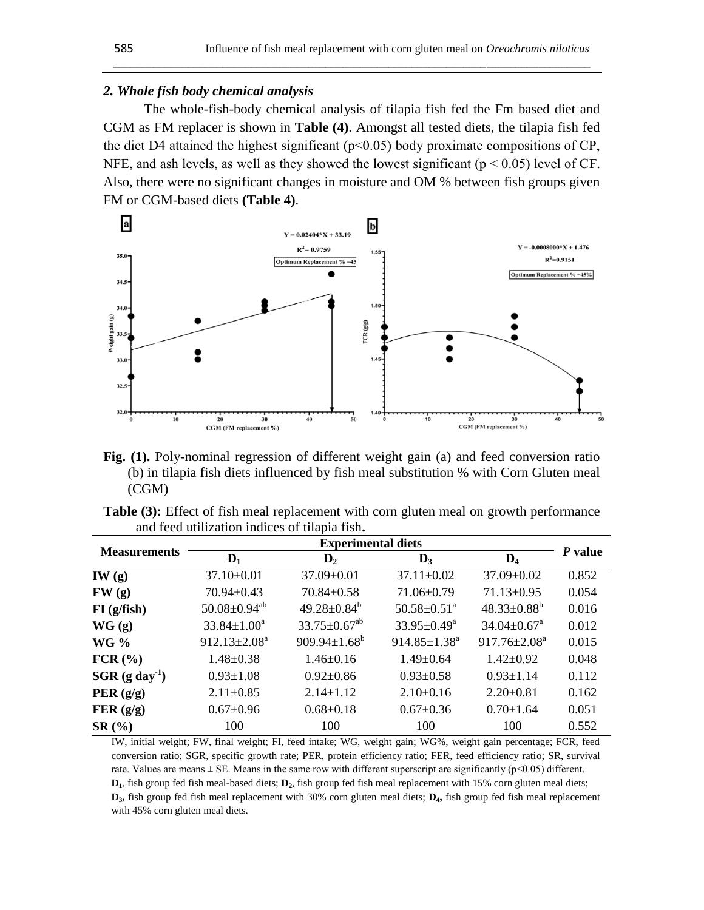### 2. Whole fish body chemical analysis

The whole-fish-body chemical analysis of tilapia fish fed the Fm based diet and CGM as FM replacer is shown in **Table (4)**. Amongst all tested diets, the tilapia fish fed the diet D4 attained the highest significant ($p<0.05$) body proximate compositions of CP, NFE, and ash levels, as well as they showed the lowest significant ($p < 0.05$) level of CF. Also, there were no significant changes in moisture and OM % between fish groups given FM or CGM-based diets **(Table 4)**.

**Fig. (1).** Poly-nominal regression of different weight gain (a) and feed conversion ratio (b) in tilapia fish diets influenced by fish meal substitution % with Corn Gluten meal (CGM)

**Table (3):** Effect of fish meal replacement with corn gluten meal on growth performance and feed utilization indices of tilapia fish**.**

| Measurements | Experimental diets | | | | *P* value |
|---|---|---|---|---|---|
| | $D_1$ | $D_2$ | $D_3$ | $D_4$ | |
| **IW (g)** | 37.10±0.01 | 37.09±0.01 | 37.11±0.02 | 37.09±0.02 | 0.852 |
| **FW (g)** | 70.94±0.43 | 70.84±0.58 | 71.06±0.79 | 71.13±0.95 | 0.054 |
| **FI (g/fish)** | 50.08±0.94$^{ab}$ | 49.28±0.84$^{b}$ | 50.58±0.51$^{a}$ | 48.33±0.88$^{b}$ | 0.016 |
| **WG (g)** | 33.84±1.00$^{a}$ | 33.75±0.67$^{ab}$ | 33.95±0.49$^{a}$ | 34.04±0.67$^{a}$ | 0.012 |
| **WG %** | 912.13±2.08$^{a}$ | 909.94±1.68$^{b}$ | 914.85±1.38$^{a}$ | 917.76±2.08$^{a}$ | 0.015 |
| **FCR (%)** | 1.48±0.38 | 1.46±0.16 | 1.49±0.64 | 1.42±0.92 | 0.048 |
| **SGR (g day$^{-1}$)** | 0.93±1.08 | 0.92±0.86 | 0.93±0.58 | 0.93±1.14 | 0.112 |
| **PER (g/g)** | 2.11±0.85 | 2.14±1.12 | 2.10±0.16 | 2.20±0.81 | 0.162 |
| **FER (g/g)** | 0.67±0.96 | 0.68±0.18 | 0.67±0.36 | 0.70±1.64 | 0.051 |
| **SR (%)** | 100 | 100 | 100 | 100 | 0.552 |

IW, initial weight; FW, final weight; FI, feed intake; WG, weight gain; WG%, weight gain percentage; FCR, feed conversion ratio; SGR, specific growth rate; PER, protein efficiency ratio; FER, feed efficiency ratio; SR, survival rate. Values are means ± SE. Means in the same row with different superscript are significantly ($p<0.05$) different.
**$D_1$**, fish group fed fish meal-based diets; **$D_2$**, fish group fed fish meal replacement with 15% corn gluten meal diets; **$D_3$**, fish group fed fish meal replacement with 30% corn gluten meal diets; **$D_4$**, fish group fed fish meal replacement with 45% corn gluten meal diets.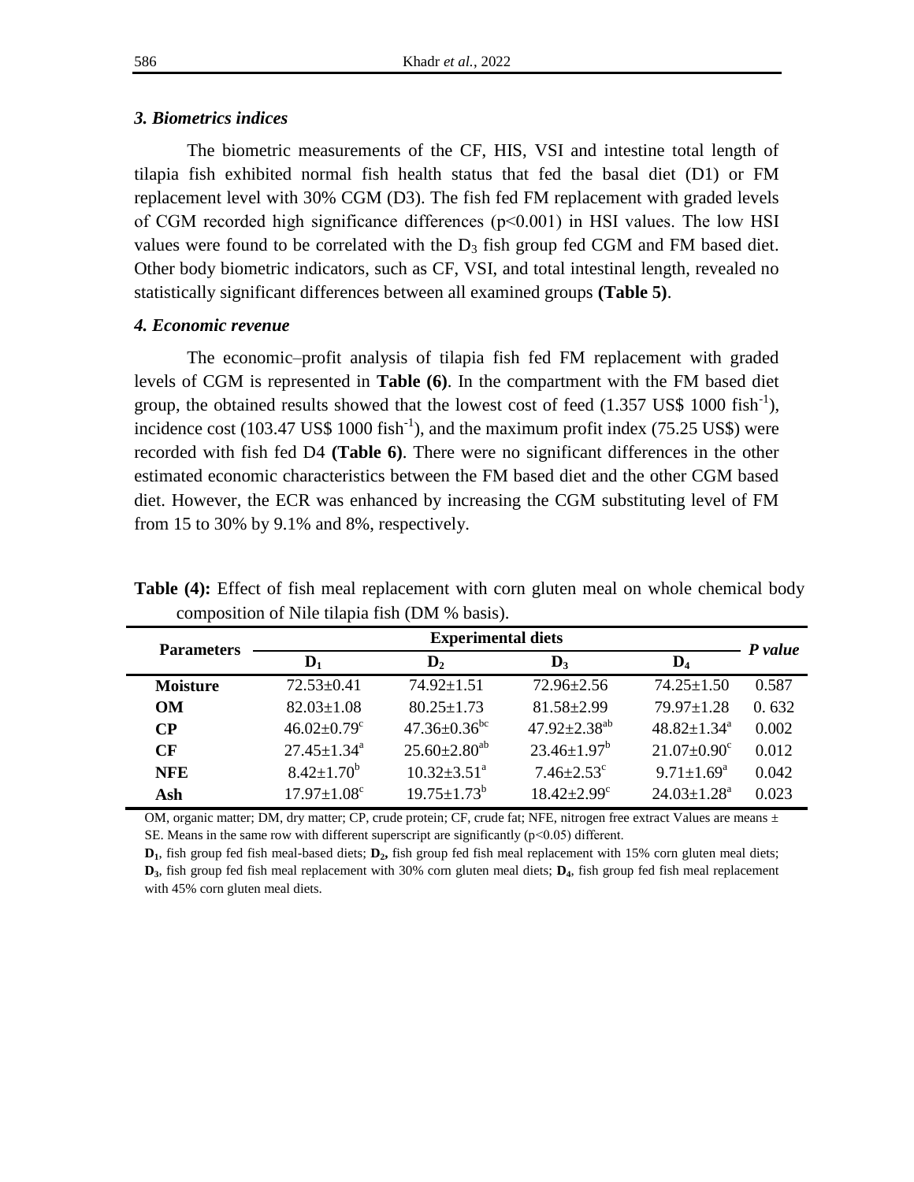### *3. Biometrics indices*

The biometric measurements of the CF, HIS, VSI and intestine total length of tilapia fish exhibited normal fish health status that fed the basal diet (D1) or FM replacement level with 30% CGM (D3). The fish fed FM replacement with graded levels of CGM recorded high significance differences ($p<0.001$) in HSI values. The low HSI values were found to be correlated with the $D_3$ fish group fed CGM and FM based diet. Other body biometric indicators, such as CF, VSI, and total intestinal length, revealed no statistically significant differences between all examined groups **(Table 5)**.

### *4. Economic revenue*

The economic–profit analysis of tilapia fish fed FM replacement with graded levels of CGM is represented in **Table (6)**. In the compartment with the FM based diet group, the obtained results showed that the lowest cost of feed (1.357 US\$ 1000 fish$^{-1}$), incidence cost (103.47 US\$ 1000 fish$^{-1}$), and the maximum profit index (75.25 US\$) were recorded with fish fed D4 **(Table 6)**. There were no significant differences in the other estimated economic characteristics between the FM based diet and the other CGM based diet. However, the ECR was enhanced by increasing the CGM substituting level of FM from 15 to 30% by 9.1% and 8%, respectively.

**Table (4):** Effect of fish meal replacement with corn gluten meal on whole chemical body composition of Nile tilapia fish (DM % basis).

| Parameters | Experimental diets | | | | *P value* |
|---|---|---|---|---|---|
| | **$D_1$** | **$D_2$** | **$D_3$** | **$D_4$** | |
| **Moisture** | 72.53±0.41 | 74.92±1.51 | 72.96±2.56 | 74.25±1.50 | 0.587 |
| **OM** | 82.03±1.08 | 80.25±1.73 | 81.58±2.99 | 79.97±1.28 | 0. 632 |
| **CP** | 46.02±0.79$^{c}$ | 47.36±0.36$^{bc}$ | 47.92±2.38$^{ab}$ | 48.82±1.34$^{a}$ | 0.002 |
| **CF** | 27.45±1.34$^{a}$ | 25.60±2.80$^{ab}$ | 23.46±1.97$^{b}$ | 21.07±0.90$^{c}$ | 0.012 |
| **NFE** | 8.42±1.70$^{b}$ | 10.32±3.51$^{a}$ | 7.46±2.53$^{c}$ | 9.71±1.69$^{a}$ | 0.042 |
| **Ash** | 17.97±1.08$^{c}$ | 19.75±1.73$^{b}$ | 18.42±2.99$^{c}$ | 24.03±1.28$^{a}$ | 0.023 |

OM, organic matter; DM, dry matter; CP, crude protein; CF, crude fat; NFE, nitrogen free extract Values are means ± SE. Means in the same row with different superscript are significantly ($p<0.05$) different.

**$D_1$**, fish group fed fish meal-based diets; **$D_2$,** fish group fed fish meal replacement with 15% corn gluten meal diets; **$D_3$**, fish group fed fish meal replacement with 30% corn gluten meal diets; **$D_4$**, fish group fed fish meal replacement with 45% corn gluten meal diets.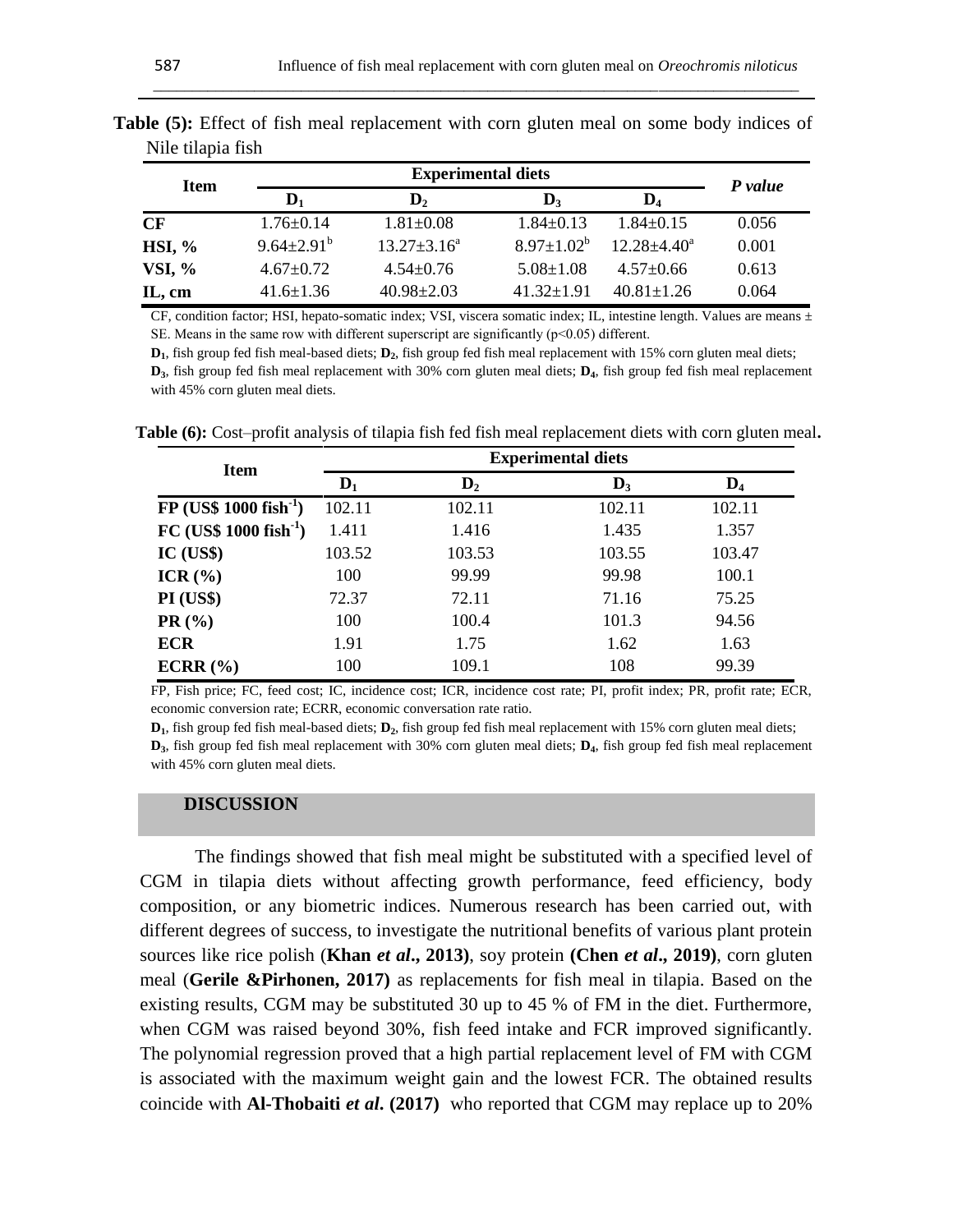**Table (5):** Effect of fish meal replacement with corn gluten meal on some body indices of Nile tilapia fish

| Item | Experimental diets | | | | *P value* |
|---|---|---|---|---|---|
| | $D_1$ | $D_2$ | $D_3$ | $D_4$ | |
| **CF** | 1.76±0.14 | 1.81±0.08 | 1.84±0.13 | 1.84±0.15 | 0.056 |
| **HSI, %** | 9.64±2.91[b] | 13.27±3.16[a] | 8.97±1.02[b] | 12.28±4.40[a] | 0.001 |
| **VSI, %** | 4.67±0.72 | 4.54±0.76 | 5.08±1.08 | 4.57±0.66 | 0.613 |
| **IL, cm** | 41.6±1.36 | 40.98±2.03 | 41.32±1.91 | 40.81±1.26 | 0.064 |

CF, condition factor; HSI, hepato-somatic index; VSI, viscera somatic index; IL, intestine length. Values are means ± SE. Means in the same row with different superscript are significantly ($p<0.05$) different.

**$D_1$**, fish group fed fish meal-based diets; **$D_2$**, fish group fed fish meal replacement with 15% corn gluten meal diets; **$D_3$**, fish group fed fish meal replacement with 30% corn gluten meal diets; **$D_4$**, fish group fed fish meal replacement with 45% corn gluten meal diets.

**Table (6):** Cost–profit analysis of tilapia fish fed fish meal replacement diets with corn gluten meal**.**

| Item | Experimental diets | | | |
|---|---|---|---|---|
| | $D_1$ | $D_2$ | $D_3$ | $D_4$ |
| **FP (US$ 1000 fish$^{-1}$)** | 102.11 | 102.11 | 102.11 | 102.11 |
| **FC (US$ 1000 fish$^{-1}$)** | 1.411 | 1.416 | 1.435 | 1.357 |
| **IC (US$)** | 103.52 | 103.53 | 103.55 | 103.47 |
| **ICR (%)** | 100 | 99.99 | 99.98 | 100.1 |
| **PI (US$)** | 72.37 | 72.11 | 71.16 | 75.25 |
| **PR (%)** | 100 | 100.4 | 101.3 | 94.56 |
| **ECR** | 1.91 | 1.75 | 1.62 | 1.63 |
| **ECRR (%)** | 100 | 109.1 | 108 | 99.39 |

FP, Fish price; FC, feed cost; IC, incidence cost; ICR, incidence cost rate; PI, profit index; PR, profit rate; ECR, economic conversion rate; ECRR, economic conversation rate ratio.

**$D_1$**, fish group fed fish meal-based diets; **$D_2$**, fish group fed fish meal replacement with 15% corn gluten meal diets; **$D_3$**, fish group fed fish meal replacement with 30% corn gluten meal diets; **$D_4$**, fish group fed fish meal replacement with 45% corn gluten meal diets.

## DISCUSSION

The findings showed that fish meal might be substituted with a specified level of CGM in tilapia diets without affecting growth performance, feed efficiency, body composition, or any biometric indices. Numerous research has been carried out, with different degrees of success, to investigate the nutritional benefits of various plant protein sources like rice polish (**Khan *et al*., 2013)**, soy protein **(Chen *et al*., 2019)**, corn gluten meal (**Gerile &Pirhonen, 2017)** as replacements for fish meal in tilapia. Based on the existing results, CGM may be substituted 30 up to 45 % of FM in the diet. Furthermore, when CGM was raised beyond 30%, fish feed intake and FCR improved significantly. The polynomial regression proved that a high partial replacement level of FM with CGM is associated with the maximum weight gain and the lowest FCR. The obtained results coincide with **Al-Thobaiti *et al*. (2017)** who reported that CGM may replace up to 20%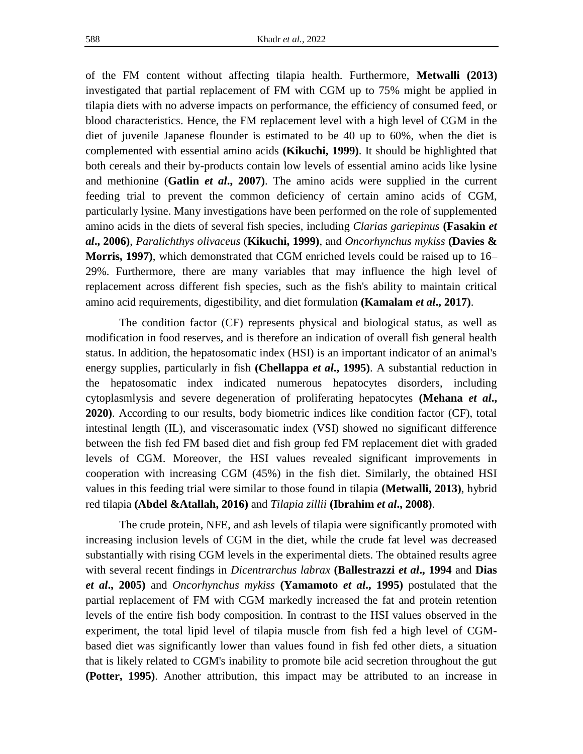of the FM content without affecting tilapia health. Furthermore, **Metwalli (2013)** investigated that partial replacement of FM with CGM up to 75% might be applied in tilapia diets with no adverse impacts on performance, the efficiency of consumed feed, or blood characteristics. Hence, the FM replacement level with a high level of CGM in the diet of juvenile Japanese flounder is estimated to be 40 up to 60%, when the diet is complemented with essential amino acids **(Kikuchi, 1999)**. It should be highlighted that both cereals and their by-products contain low levels of essential amino acids like lysine and methionine (**Gatlin *et al*., 2007)**. The amino acids were supplied in the current feeding trial to prevent the common deficiency of certain amino acids of CGM, particularly lysine. Many investigations have been performed on the role of supplemented amino acids in the diets of several fish species, including *Clarias gariepinus* **(Fasakin *et al*., 2006)**, *Paralichthys olivaceus* (**Kikuchi, 1999)**, and *Oncorhynchus mykiss* **(Davies & Morris, 1997)**, which demonstrated that CGM enriched levels could be raised up to 16–29%. Furthermore, there are many variables that may influence the high level of replacement across different fish species, such as the fish's ability to maintain critical amino acid requirements, digestibility, and diet formulation **(Kamalam *et al*., 2017)**.

The condition factor (CF) represents physical and biological status, as well as modification in food reserves, and is therefore an indication of overall fish general health status. In addition, the hepatosomatic index (HSI) is an important indicator of an animal's energy supplies, particularly in fish **(Chellappa *et al*., 1995)**. A substantial reduction in the hepatosomatic index indicated numerous hepatocytes disorders, including cytoplasmlysis and severe degeneration of proliferating hepatocytes **(Mehana *et al*., 2020)**. According to our results, body biometric indices like condition factor (CF), total intestinal length (IL), and viscerasomatic index (VSI) showed no significant difference between the fish fed FM based diet and fish group fed FM replacement diet with graded levels of CGM. Moreover, the HSI values revealed significant improvements in cooperation with increasing CGM (45%) in the fish diet. Similarly, the obtained HSI values in this feeding trial were similar to those found in tilapia **(Metwalli, 2013)**, hybrid red tilapia **(Abdel &Atallah, 2016)** and *Tilapia zillii* **(Ibrahim *et al*., 2008)**.

The crude protein, NFE, and ash levels of tilapia were significantly promoted with increasing inclusion levels of CGM in the diet, while the crude fat level was decreased substantially with rising CGM levels in the experimental diets. The obtained results agree with several recent findings in *Dicentrarchus labrax* **(Ballestrazzi *et al*., 1994** and **Dias *et al*., 2005)** and *Oncorhynchus mykiss* **(Yamamoto *et al*., 1995)** postulated that the partial replacement of FM with CGM markedly increased the fat and protein retention levels of the entire fish body composition. In contrast to the HSI values observed in the experiment, the total lipid level of tilapia muscle from fish fed a high level of CGM-based diet was significantly lower than values found in fish fed other diets, a situation that is likely related to CGM's inability to promote bile acid secretion throughout the gut **(Potter, 1995)**. Another attribution, this impact may be attributed to an increase in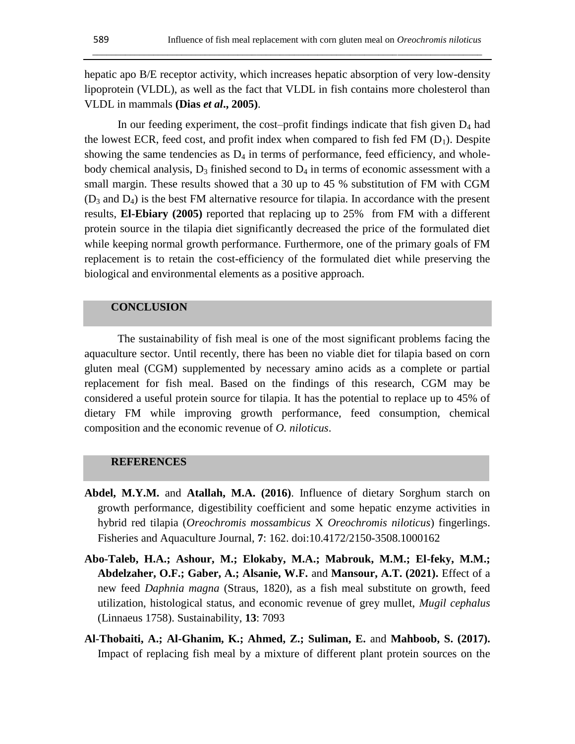hepatic apo B/E receptor activity, which increases hepatic absorption of very low-density lipoprotein (VLDL), as well as the fact that VLDL in fish contains more cholesterol than VLDL in mammals **(Dias *et al*., 2005)**.

In our feeding experiment, the cost–profit findings indicate that fish given $D_4$ had the lowest ECR, feed cost, and profit index when compared to fish fed FM ($D_1$). Despite showing the same tendencies as $D_4$ in terms of performance, feed efficiency, and whole-body chemical analysis, $D_3$ finished second to $D_4$ in terms of economic assessment with a small margin. These results showed that a 30 up to 45 % substitution of FM with CGM ($D_3$ and $D_4$) is the best FM alternative resource for tilapia. In accordance with the present results, **El-Ebiary (2005)** reported that replacing up to 25% from FM with a different protein source in the tilapia diet significantly decreased the price of the formulated diet while keeping normal growth performance. Furthermore, one of the primary goals of FM replacement is to retain the cost-efficiency of the formulated diet while preserving the biological and environmental elements as a positive approach.

## CONCLUSION

The sustainability of fish meal is one of the most significant problems facing the aquaculture sector. Until recently, there has been no viable diet for tilapia based on corn gluten meal (CGM) supplemented by necessary amino acids as a complete or partial replacement for fish meal. Based on the findings of this research, CGM may be considered a useful protein source for tilapia. It has the potential to replace up to 45% of dietary FM while improving growth performance, feed consumption, chemical composition and the economic revenue of *O. niloticus*.

## REFERENCES

**Abdel, M.Y.M.** and **Atallah, M.A. (2016)**. Influence of dietary Sorghum starch on growth performance, digestibility coefficient and some hepatic enzyme activities in hybrid red tilapia (*Oreochromis mossambicus* X *Oreochromis niloticus*) fingerlings. Fisheries and Aquaculture Journal, **7**: 162. doi:10.4172/2150-3508.1000162

**Abo-Taleb, H.A.; Ashour, M.; Elokaby, M.A.; Mabrouk, M.M.; El-feky, M.M.; Abdelzaher, O.F.; Gaber, A.; Alsanie, W.F.** and **Mansour, A.T. (2021).** Effect of a new feed *Daphnia magna* (Straus, 1820), as a fish meal substitute on growth, feed utilization, histological status, and economic revenue of grey mullet, *Mugil cephalus* (Linnaeus 1758). Sustainability, **13**: 7093

**Al-Thobaiti, A.; Al-Ghanim, K.; Ahmed, Z.; Suliman, E.** and **Mahboob, S. (2017).** Impact of replacing fish meal by a mixture of different plant protein sources on the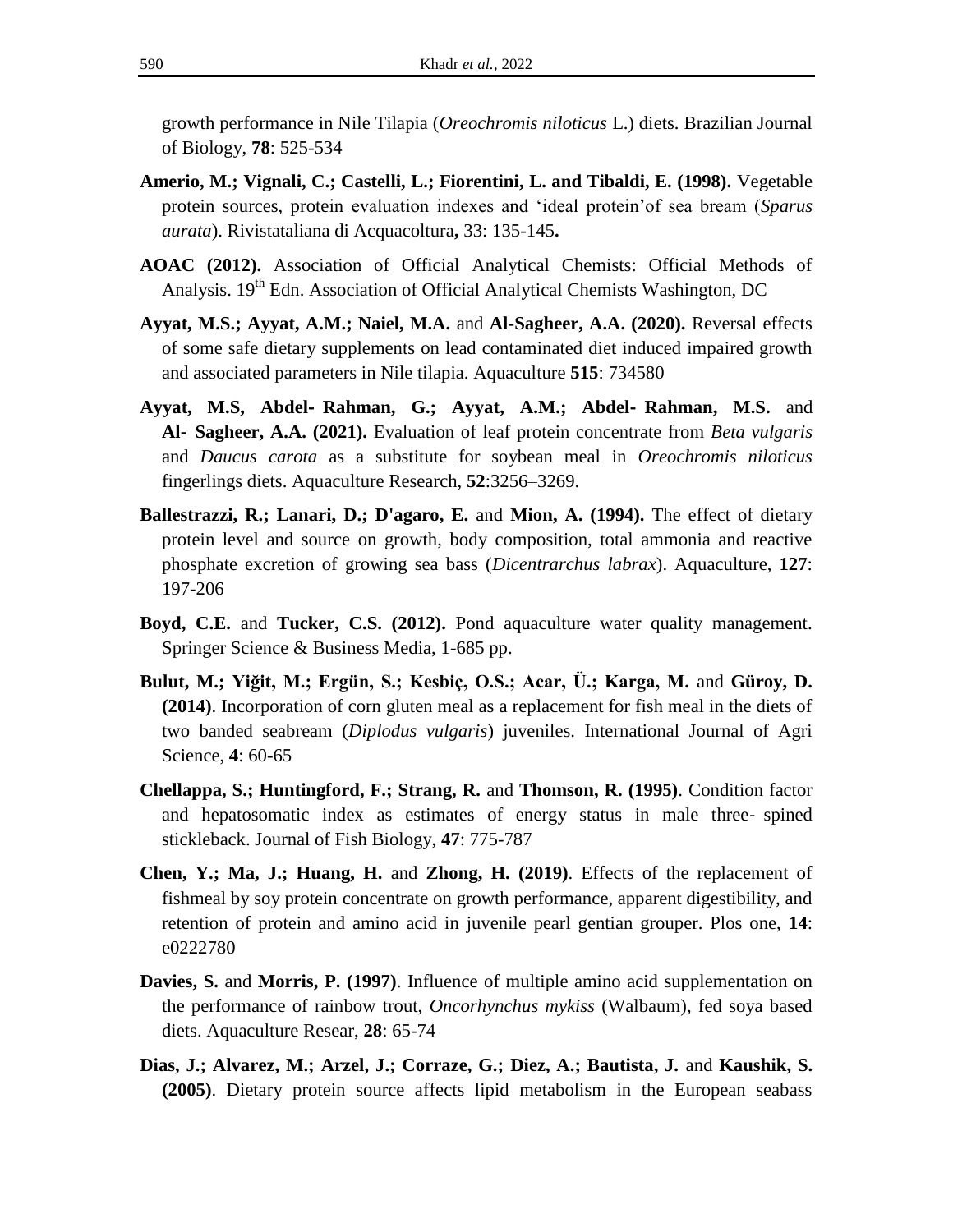growth performance in Nile Tilapia (*Oreochromis niloticus* L.) diets. Brazilian Journal of Biology, **78**: 525-534

**Amerio, M.; Vignali, C.; Castelli, L.; Fiorentini, L. and Tibaldi, E. (1998).** Vegetable protein sources, protein evaluation indexes and 'ideal protein'of sea bream (*Sparus aurata*). Rivistataliana di Acquacoltura**,** 33: 135-145**.**

**AOAC (2012).** Association of Official Analytical Chemists: Official Methods of Analysis. 19th Edn. Association of Official Analytical Chemists Washington, DC

**Ayyat, M.S.; Ayyat, A.M.; Naiel, M.A.** and **Al-Sagheer, A.A. (2020).** Reversal effects of some safe dietary supplements on lead contaminated diet induced impaired growth and associated parameters in Nile tilapia. Aquaculture **515**: 734580

**Ayyat, M.S, Abdel- Rahman, G.; Ayyat, A.M.; Abdel- Rahman, M.S.** and **Al- Sagheer, A.A. (2021).** Evaluation of leaf protein concentrate from *Beta vulgaris* and *Daucus carota* as a substitute for soybean meal in *Oreochromis niloticus* fingerlings diets. Aquaculture Research, **52**:3256–3269.

**Ballestrazzi, R.; Lanari, D.; D'agaro, E.** and **Mion, A. (1994).** The effect of dietary protein level and source on growth, body composition, total ammonia and reactive phosphate excretion of growing sea bass (*Dicentrarchus labrax*). Aquaculture, **127**: 197-206

**Boyd, C.E.** and **Tucker, C.S. (2012).** Pond aquaculture water quality management. Springer Science & Business Media, 1-685 pp.

**Bulut, M.; Yiğit, M.; Ergün, S.; Kesbiç, O.S.; Acar, Ü.; Karga, M.** and **Güroy, D. (2014)**. Incorporation of corn gluten meal as a replacement for fish meal in the diets of two banded seabream (*Diplodus vulgaris*) juveniles. International Journal of Agri Science, **4**: 60-65

**Chellappa, S.; Huntingford, F.; Strang, R.** and **Thomson, R. (1995)**. Condition factor and hepatosomatic index as estimates of energy status in male three‐ spined stickleback. Journal of Fish Biology, **47**: 775-787

**Chen, Y.; Ma, J.; Huang, H.** and **Zhong, H. (2019)**. Effects of the replacement of fishmeal by soy protein concentrate on growth performance, apparent digestibility, and retention of protein and amino acid in juvenile pearl gentian grouper. Plos one, **14**: e0222780

**Davies, S.** and **Morris, P. (1997)**. Influence of multiple amino acid supplementation on the performance of rainbow trout, *Oncorhynchus mykiss* (Walbaum), fed soya based diets. Aquaculture Resear, **28**: 65-74

**Dias, J.; Alvarez, M.; Arzel, J.; Corraze, G.; Diez, A.; Bautista, J.** and **Kaushik, S. (2005)**. Dietary protein source affects lipid metabolism in the European seabass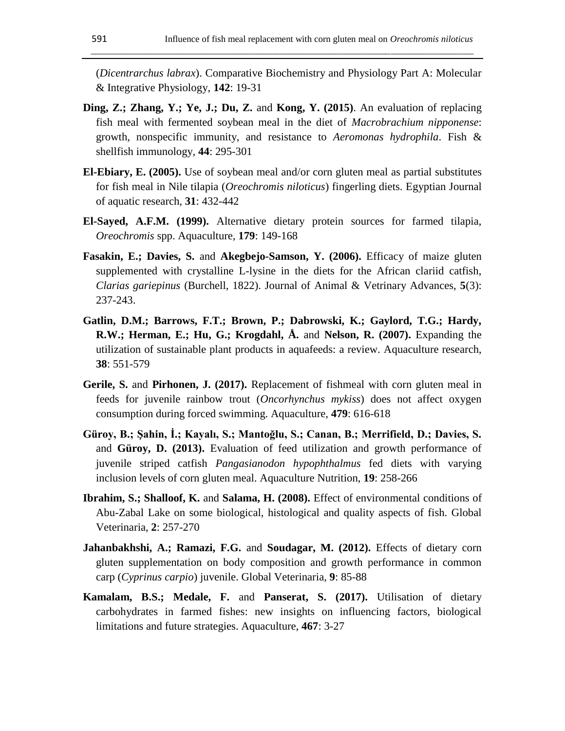(*Dicentrarchus labrax*). Comparative Biochemistry and Physiology Part A: Molecular & Integrative Physiology, **142**: 19-31

**Ding, Z.; Zhang, Y.; Ye, J.; Du, Z.** and **Kong, Y. (2015)**. An evaluation of replacing fish meal with fermented soybean meal in the diet of *Macrobrachium nipponense*: growth, nonspecific immunity, and resistance to *Aeromonas hydrophila*. Fish & shellfish immunology, **44**: 295-301

**El-Ebiary, E. (2005).** Use of soybean meal and/or corn gluten meal as partial substitutes for fish meal in Nile tilapia (*Oreochromis niloticus*) fingerling diets. Egyptian Journal of aquatic research, **31**: 432-442

**El-Sayed, A.F.M. (1999).** Alternative dietary protein sources for farmed tilapia, *Oreochromis* spp. Aquaculture, **179**: 149-168

**Fasakin, E.; Davies, S.** and **Akegbejo-Samson, Y. (2006).** Efficacy of maize gluten supplemented with crystalline L-lysine in the diets for the African clariid catfish, *Clarias gariepinus* (Burchell, 1822). Journal of Animal & Vetrinary Advances, **5**(3): 237-243.

**Gatlin, D.M.; Barrows, F.T.; Brown, P.; Dabrowski, K.; Gaylord, T.G.; Hardy, R.W.; Herman, E.; Hu, G.; Krogdahl, Å.** and **Nelson, R. (2007).** Expanding the utilization of sustainable plant products in aquafeeds: a review. Aquaculture research, **38**: 551-579

**Gerile, S.** and **Pirhonen, J. (2017).** Replacement of fishmeal with corn gluten meal in feeds for juvenile rainbow trout (*Oncorhynchus mykiss*) does not affect oxygen consumption during forced swimming. Aquaculture, **479**: 616-618

**Güroy, B.; Şahin, İ.; Kayalı, S.; Mantoğlu, S.; Canan, B.; Merrifield, D.; Davies, S.** and **Güroy, D. (2013).** Evaluation of feed utilization and growth performance of juvenile striped catfish *Pangasianodon hypophthalmus* fed diets with varying inclusion levels of corn gluten meal. Aquaculture Nutrition, **19**: 258-266

**Ibrahim, S.; Shalloof, K.** and **Salama, H. (2008).** Effect of environmental conditions of Abu-Zabal Lake on some biological, histological and quality aspects of fish. Global Veterinaria, **2**: 257-270

**Jahanbakhshi, A.; Ramazi, F.G.** and **Soudagar, M. (2012).** Effects of dietary corn gluten supplementation on body composition and growth performance in common carp (*Cyprinus carpio*) juvenile. Global Veterinaria, **9**: 85-88

**Kamalam, B.S.; Medale, F.** and **Panserat, S. (2017).** Utilisation of dietary carbohydrates in farmed fishes: new insights on influencing factors, biological limitations and future strategies. Aquaculture, **467**: 3-27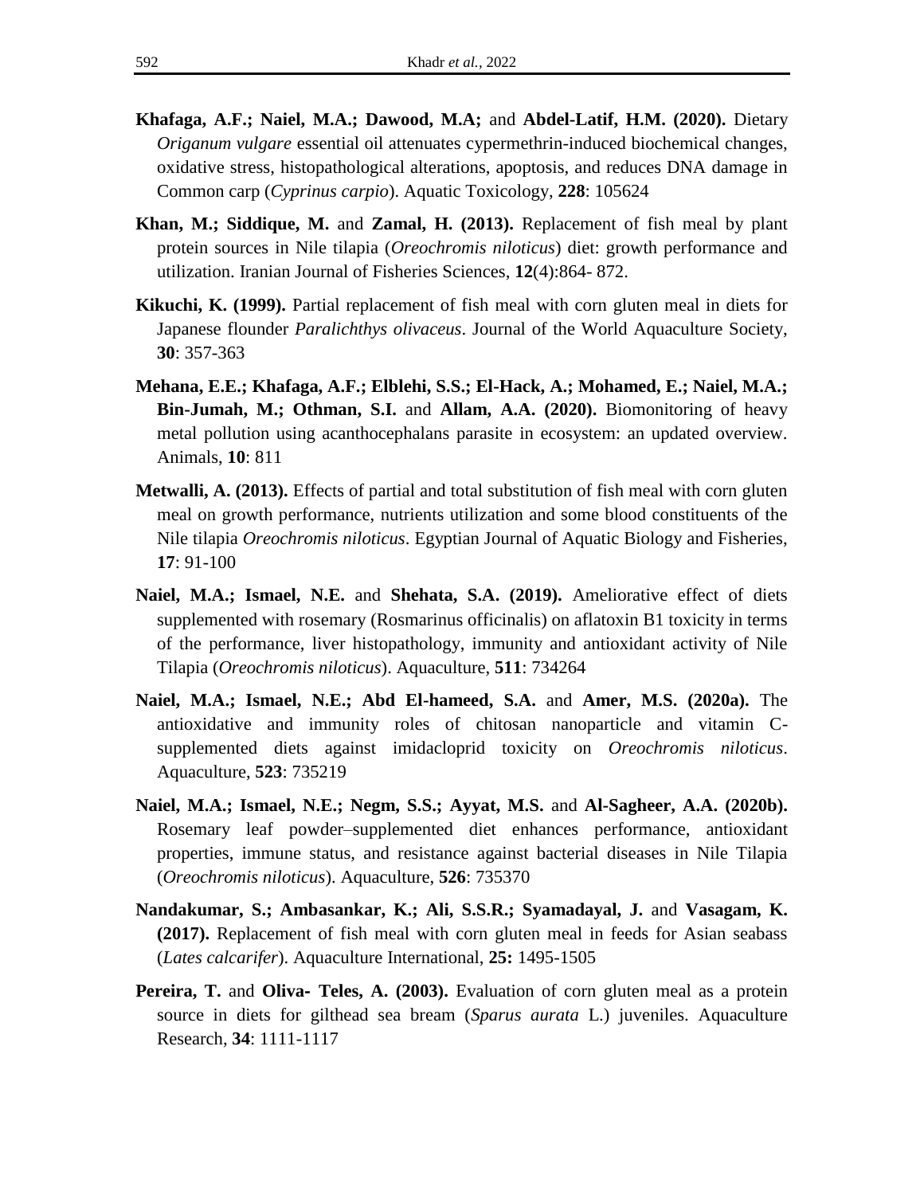**Khafaga, A.F.; Naiel, M.A.; Dawood, M.A;** and **Abdel-Latif, H.M. (2020).** Dietary *Origanum vulgare* essential oil attenuates cypermethrin-induced biochemical changes, oxidative stress, histopathological alterations, apoptosis, and reduces DNA damage in Common carp (*Cyprinus carpio*). Aquatic Toxicology, **228**: 105624

**Khan, M.; Siddique, M.** and **Zamal, H. (2013).** Replacement of fish meal by plant protein sources in Nile tilapia (*Oreochromis niloticus*) diet: growth performance and utilization. Iranian Journal of Fisheries Sciences, **12**(4):864- 872.

**Kikuchi, K. (1999).** Partial replacement of fish meal with corn gluten meal in diets for Japanese flounder *Paralichthys olivaceus*. Journal of the World Aquaculture Society, **30**: 357-363

**Mehana, E.E.; Khafaga, A.F.; Elblehi, S.S.; El-Hack, A.; Mohamed, E.; Naiel, M.A.; Bin-Jumah, M.; Othman, S.I.** and **Allam, A.A. (2020).** Biomonitoring of heavy metal pollution using acanthocephalans parasite in ecosystem: an updated overview. Animals, **10**: 811

**Metwalli, A. (2013).** Effects of partial and total substitution of fish meal with corn gluten meal on growth performance, nutrients utilization and some blood constituents of the Nile tilapia *Oreochromis niloticus*. Egyptian Journal of Aquatic Biology and Fisheries, **17**: 91-100

**Naiel, M.A.; Ismael, N.E.** and **Shehata, S.A. (2019).** Ameliorative effect of diets supplemented with rosemary (Rosmarinus officinalis) on aflatoxin B1 toxicity in terms of the performance, liver histopathology, immunity and antioxidant activity of Nile Tilapia (*Oreochromis niloticus*). Aquaculture, **511**: 734264

**Naiel, M.A.; Ismael, N.E.; Abd El-hameed, S.A.** and **Amer, M.S. (2020a).** The antioxidative and immunity roles of chitosan nanoparticle and vitamin C-supplemented diets against imidacloprid toxicity on *Oreochromis niloticus*. Aquaculture, **523**: 735219

**Naiel, M.A.; Ismael, N.E.; Negm, S.S.; Ayyat, M.S.** and **Al-Sagheer, A.A. (2020b).** Rosemary leaf powder–supplemented diet enhances performance, antioxidant properties, immune status, and resistance against bacterial diseases in Nile Tilapia (*Oreochromis niloticus*). Aquaculture, **526**: 735370

**Nandakumar, S.; Ambasankar, K.; Ali, S.S.R.; Syamadayal, J.** and **Vasagam, K. (2017).** Replacement of fish meal with corn gluten meal in feeds for Asian seabass (*Lates calcarifer*). Aquaculture International, **25:** 1495-1505

**Pereira, T.** and **Oliva- Teles, A. (2003).** Evaluation of corn gluten meal as a protein source in diets for gilthead sea bream (*Sparus aurata* L.) juveniles. Aquaculture Research, **34**: 1111-1117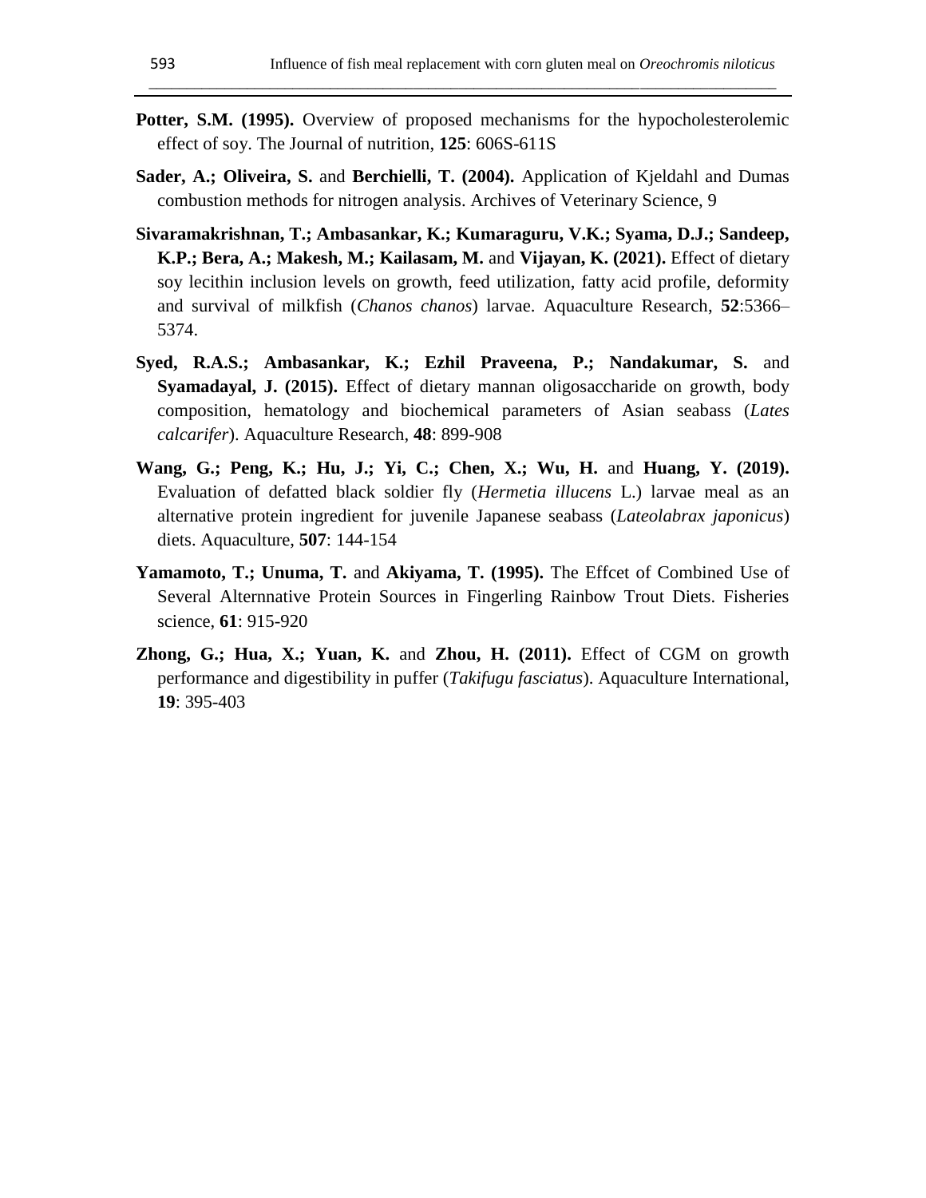**Potter, S.M. (1995).** Overview of proposed mechanisms for the hypocholesterolemic effect of soy. The Journal of nutrition, **125**: 606S-611S

**Sader, A.; Oliveira, S.** and **Berchielli, T. (2004).** Application of Kjeldahl and Dumas combustion methods for nitrogen analysis. Archives of Veterinary Science, 9

**Sivaramakrishnan, T.; Ambasankar, K.; Kumaraguru, V.K.; Syama, D.J.; Sandeep, K.P.; Bera, A.; Makesh, M.; Kailasam, M.** and **Vijayan, K. (2021).** Effect of dietary soy lecithin inclusion levels on growth, feed utilization, fatty acid profile, deformity and survival of milkfish (*Chanos chanos*) larvae. Aquaculture Research, **52**:5366–5374.

**Syed, R.A.S.; Ambasankar, K.; Ezhil Praveena, P.; Nandakumar, S.** and **Syamadayal, J. (2015).** Effect of dietary mannan oligosaccharide on growth, body composition, hematology and biochemical parameters of Asian seabass (*Lates calcarifer*). Aquaculture Research, **48**: 899-908

**Wang, G.; Peng, K.; Hu, J.; Yi, C.; Chen, X.; Wu, H.** and **Huang, Y. (2019).** Evaluation of defatted black soldier fly (*Hermetia illucens* L.) larvae meal as an alternative protein ingredient for juvenile Japanese seabass (*Lateolabrax japonicus*) diets. Aquaculture, **507**: 144-154

**Yamamoto, T.; Unuma, T.** and **Akiyama, T. (1995).** The Effcet of Combined Use of Several Alternnative Protein Sources in Fingerling Rainbow Trout Diets. Fisheries science, **61**: 915-920

**Zhong, G.; Hua, X.; Yuan, K.** and **Zhou, H. (2011).** Effect of CGM on growth performance and digestibility in puffer (*Takifugu fasciatus*). Aquaculture International, **19**: 395-403